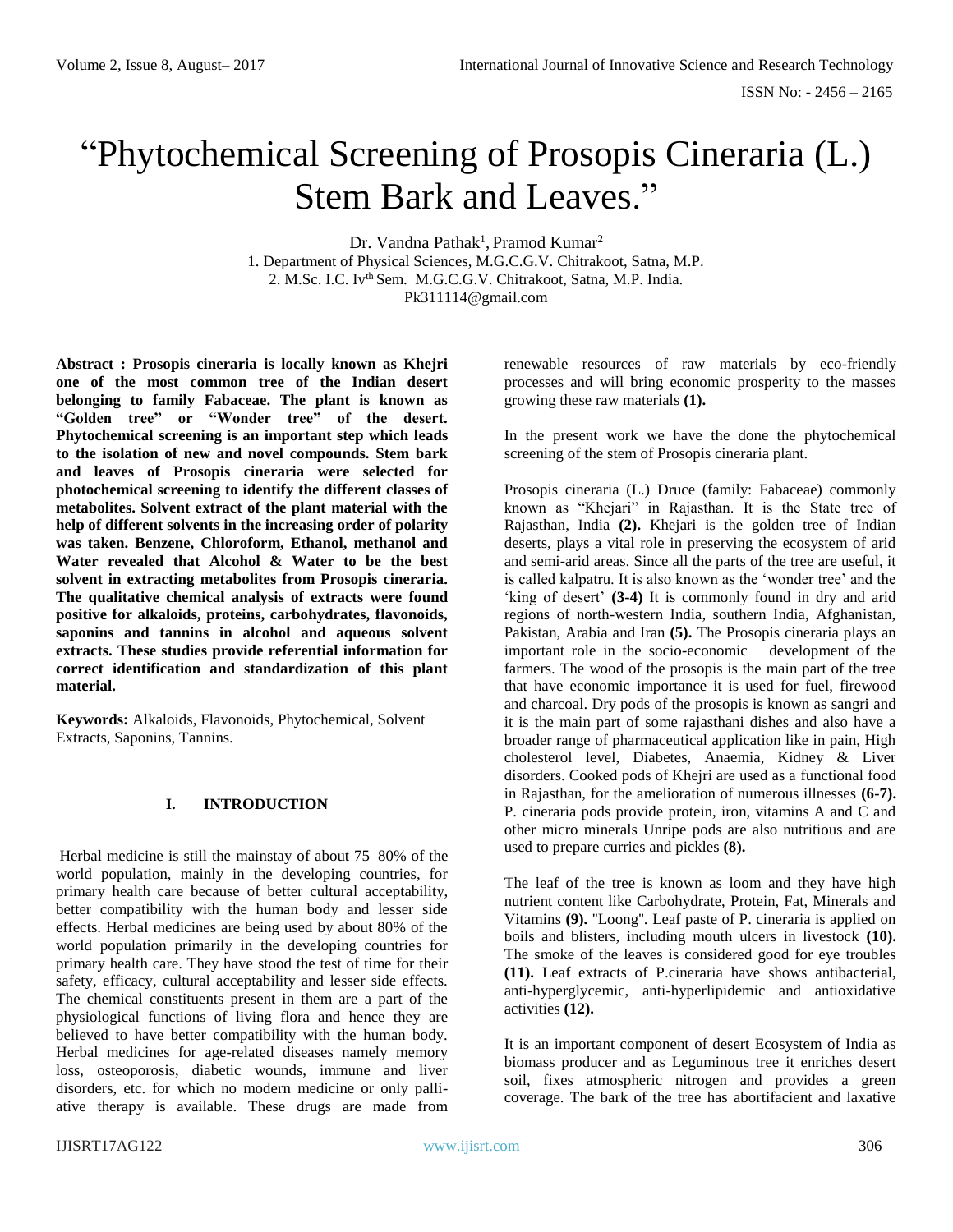# "Phytochemical Screening of Prosopis Cineraria (L.) Stem Bark and Leaves."

Dr. Vandna Pathak[1], Pramod Kumar[2]

1. Department of Physical Sciences, M.G.C.G.V. Chitrakoot, Satna, M.P.
2. M.Sc. I.C. Iv[th] Sem. M.G.C.G.V. Chitrakoot, Satna, M.P. India.

Pk311114@gmail.com

**Abstract : Prosopis cineraria is locally known as Khejri one of the most common tree of the Indian desert belonging to family Fabaceae. The plant is known as "Golden tree" or "Wonder tree" of the desert. Phytochemical screening is an important step which leads to the isolation of new and novel compounds. Stem bark and leaves of Prosopis cineraria were selected for photochemical screening to identify the different classes of metabolites. Solvent extract of the plant material with the help of different solvents in the increasing order of polarity was taken. Benzene, Chloroform, Ethanol, methanol and Water revealed that Alcohol & Water to be the best solvent in extracting metabolites from Prosopis cineraria. The qualitative chemical analysis of extracts were found positive for alkaloids, proteins, carbohydrates, flavonoids, saponins and tannins in alcohol and aqueous solvent extracts. These studies provide referential information for correct identification and standardization of this plant material.**

**Keywords:** Alkaloids, Flavonoids, Phytochemical, Solvent Extracts, Saponins, Tannins.

## I. INTRODUCTION

Herbal medicine is still the mainstay of about 75–80% of the world population, mainly in the developing countries, for primary health care because of better cultural acceptability, better compatibility with the human body and lesser side effects. Herbal medicines are being used by about 80% of the world population primarily in the developing countries for primary health care. They have stood the test of time for their safety, efficacy, cultural acceptability and lesser side effects. The chemical constituents present in them are a part of the physiological functions of living flora and hence they are believed to have better compatibility with the human body. Herbal medicines for age-related diseases namely memory loss, osteoporosis, diabetic wounds, immune and liver disorders, etc. for which no modern medicine or only palliative therapy is available. These drugs are made from renewable resources of raw materials by eco-friendly processes and will bring economic prosperity to the masses growing these raw materials **(1).**

In the present work we have the done the phytochemical screening of the stem of Prosopis cineraria plant.

Prosopis cineraria (L.) Druce (family: Fabaceae) commonly known as "Khejari" in Rajasthan. It is the State tree of Rajasthan, India **(2).** Khejari is the golden tree of Indian deserts, plays a vital role in preserving the ecosystem of arid and semi-arid areas. Since all the parts of the tree are useful, it is called kalpatru. It is also known as the 'wonder tree' and the 'king of desert' **(3-4)** It is commonly found in dry and arid regions of north-western India, southern India, Afghanistan, Pakistan, Arabia and Iran **(5).** The Prosopis cineraria plays an important role in the socio-economic development of the farmers. The wood of the prosopis is the main part of the tree that have economic importance it is used for fuel, firewood and charcoal. Dry pods of the prosopis is known as sangri and it is the main part of some rajasthani dishes and also have a broader range of pharmaceutical application like in pain, High cholesterol level, Diabetes, Anaemia, Kidney & Liver disorders. Cooked pods of Khejri are used as a functional food in Rajasthan, for the amelioration of numerous illnesses **(6-7).** P. cineraria pods provide protein, iron, vitamins A and C and other micro minerals Unripe pods are also nutritious and are used to prepare curries and pickles **(8).**

The leaf of the tree is known as loom and they have high nutrient content like Carbohydrate, Protein, Fat, Minerals and Vitamins **(9).** "Loong". Leaf paste of P. cineraria is applied on boils and blisters, including mouth ulcers in livestock **(10).** The smoke of the leaves is considered good for eye troubles **(11).** Leaf extracts of P.cineraria have shows antibacterial, anti-hyperglycemic, anti-hyperlipidemic and antioxidative activities **(12).**

It is an important component of desert Ecosystem of India as biomass producer and as Leguminous tree it enriches desert soil, fixes atmospheric nitrogen and provides a green coverage. The bark of the tree has abortifacient and laxative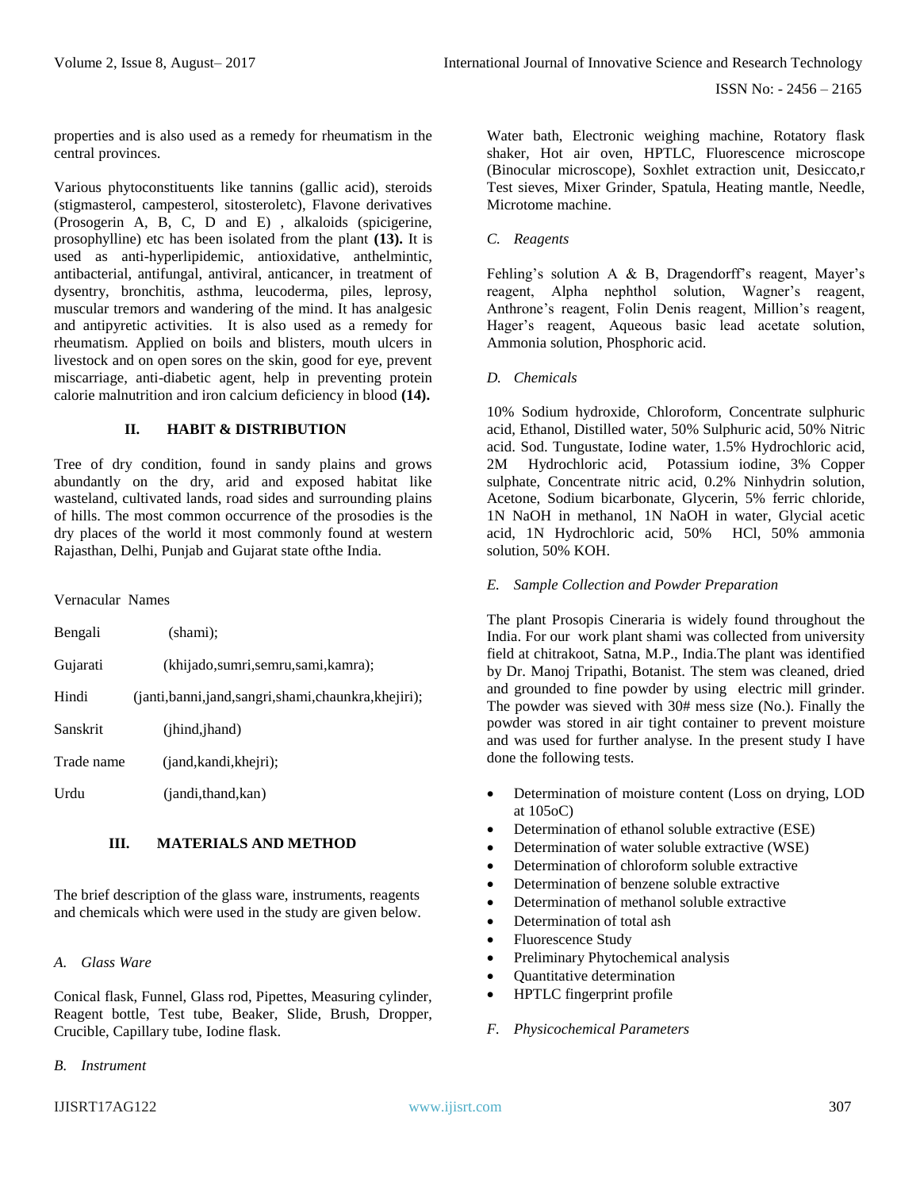properties and is also used as a remedy for rheumatism in the central provinces.

Various phytoconstituents like tannins (gallic acid), steroids (stigmasterol, campesterol, sitosteroletc), Flavone derivatives (Prosogerin A, B, C, D and E) , alkaloids (spicigerine, prosophylline) etc has been isolated from the plant **(13).** It is used as anti-hyperlipidemic, antioxidative, anthelmintic, antibacterial, antifungal, antiviral, anticancer, in treatment of dysentry, bronchitis, asthma, leucoderma, piles, leprosy, muscular tremors and wandering of the mind. It has analgesic and antipyretic activities. It is also used as a remedy for rheumatism. Applied on boils and blisters, mouth ulcers in livestock and on open sores on the skin, good for eye, prevent miscarriage, anti-diabetic agent, help in preventing protein calorie malnutrition and iron calcium deficiency in blood **(14).**

## II. HABIT & DISTRIBUTION

Tree of dry condition, found in sandy plains and grows abundantly on the dry, arid and exposed habitat like wasteland, cultivated lands, road sides and surrounding plains of hills. The most common occurrence of the prosodies is the dry places of the world it most commonly found at western Rajasthan, Delhi, Punjab and Gujarat state ofthe India.

Vernacular Names

| | |
|---|---|
| Bengali | (shami); |
| Gujarati | (khijado,sumri,semru,sami,kamra); |
| Hindi | (janti,banni,jand,sangri,shami,chaunkra,khejiri); |
| Sanskrit | (jhind,jhand) |
| Trade name | (jand,kandi,khejri); |
| Urdu | (jandi,thand,kan) |

## III. MATERIALS AND METHOD

The brief description of the glass ware, instruments, reagents and chemicals which were used in the study are given below.

### *A. Glass Ware*

Conical flask, Funnel, Glass rod, Pipettes, Measuring cylinder, Reagent bottle, Test tube, Beaker, Slide, Brush, Dropper, Crucible, Capillary tube, Iodine flask.

### *B. Instrument*

Water bath, Electronic weighing machine, Rotatory flask shaker, Hot air oven, HPTLC, Fluorescence microscope (Binocular microscope), Soxhlet extraction unit, Desiccato,r Test sieves, Mixer Grinder, Spatula, Heating mantle, Needle, Microtome machine.

### *C. Reagents*

Fehling's solution A & B, Dragendorff's reagent, Mayer's reagent, Alpha nephthol solution, Wagner's reagent, Anthrone's reagent, Folin Denis reagent, Million's reagent, Hager's reagent, Aqueous basic lead acetate solution, Ammonia solution, Phosphoric acid.

### *D. Chemicals*

10% Sodium hydroxide, Chloroform, Concentrate sulphuric acid, Ethanol, Distilled water, 50% Sulphuric acid, 50% Nitric acid. Sod. Tungustate, Iodine water, 1.5% Hydrochloric acid, 2M Hydrochloric acid, Potassium iodine, 3% Copper sulphate, Concentrate nitric acid, 0.2% Ninhydrin solution, Acetone, Sodium bicarbonate, Glycerin, 5% ferric chloride, 1N NaOH in methanol, 1N NaOH in water, Glycial acetic acid, 1N Hydrochloric acid, 50% HCl, 50% ammonia solution, 50% KOH.

### *E. Sample Collection and Powder Preparation*

The plant Prosopis Cineraria is widely found throughout the India. For our work plant shami was collected from university field at chitrakoot, Satna, M.P., India.The plant was identified by Dr. Manoj Tripathi, Botanist. The stem was cleaned, dried and grounded to fine powder by using electric mill grinder. The powder was sieved with 30# mess size (No.). Finally the powder was stored in air tight container to prevent moisture and was used for further analyse. In the present study I have done the following tests.

- Determination of moisture content (Loss on drying, LOD at 105oC)
- Determination of ethanol soluble extractive (ESE)
- Determination of water soluble extractive (WSE)
- Determination of chloroform soluble extractive
- Determination of benzene soluble extractive
- Determination of methanol soluble extractive
- Determination of total ash
- Fluorescence Study
- Preliminary Phytochemical analysis
- Quantitative determination
- HPTLC fingerprint profile

### *F. Physicochemical Parameters*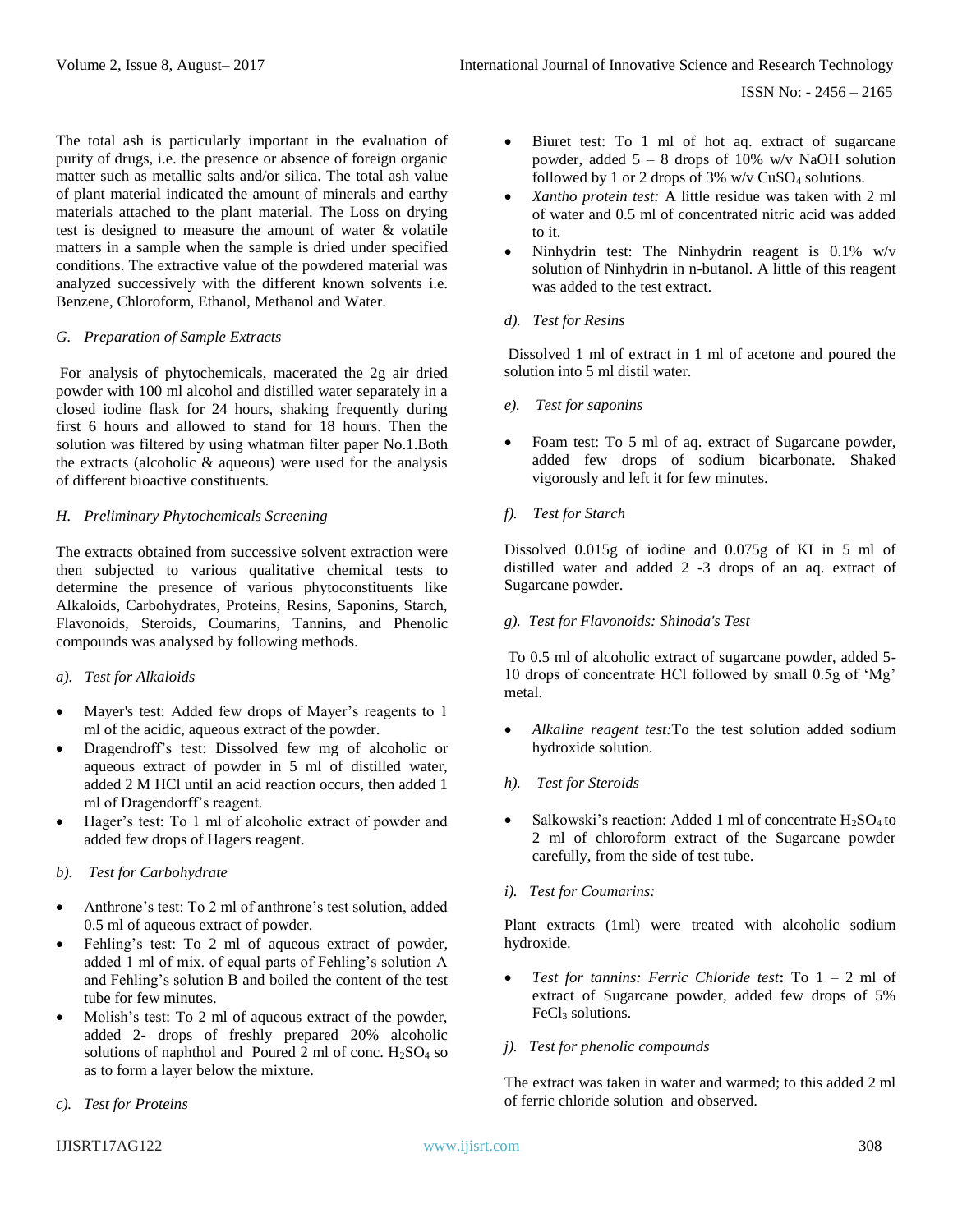The total ash is particularly important in the evaluation of purity of drugs, i.e. the presence or absence of foreign organic matter such as metallic salts and/or silica. The total ash value of plant material indicated the amount of minerals and earthy materials attached to the plant material. The Loss on drying test is designed to measure the amount of water & volatile matters in a sample when the sample is dried under specified conditions. The extractive value of the powdered material was analyzed successively with the different known solvents i.e. Benzene, Chloroform, Ethanol, Methanol and Water.

### *G. Preparation of Sample Extracts*

For analysis of phytochemicals, macerated the 2g air dried powder with 100 ml alcohol and distilled water separately in a closed iodine flask for 24 hours, shaking frequently during first 6 hours and allowed to stand for 18 hours. Then the solution was filtered by using whatman filter paper No.1.Both the extracts (alcoholic & aqueous) were used for the analysis of different bioactive constituents.

### *H. Preliminary Phytochemicals Screening*

The extracts obtained from successive solvent extraction were then subjected to various qualitative chemical tests to determine the presence of various phytoconstituents like Alkaloids, Carbohydrates, Proteins, Resins, Saponins, Starch, Flavonoids, Steroids, Coumarins, Tannins, and Phenolic compounds was analysed by following methods.

*a). Test for Alkaloids*

- Mayer's test: Added few drops of Mayer's reagents to 1 ml of the acidic, aqueous extract of the powder.
- Dragendroff's test: Dissolved few mg of alcoholic or aqueous extract of powder in 5 ml of distilled water, added 2 M HCl until an acid reaction occurs, then added 1 ml of Dragendorff's reagent.
- Hager's test: To 1 ml of alcoholic extract of powder and added few drops of Hagers reagent.

*b). Test for Carbohydrate*

- Anthrone's test: To 2 ml of anthrone's test solution, added 0.5 ml of aqueous extract of powder.
- Fehling's test: To 2 ml of aqueous extract of powder, added 1 ml of mix. of equal parts of Fehling's solution A and Fehling's solution B and boiled the content of the test tube for few minutes.
- Molish's test: To 2 ml of aqueous extract of the powder, added 2- drops of freshly prepared 20% alcoholic solutions of naphthol and Poured 2 ml of conc. $H_2SO_4$ so as to form a layer below the mixture.

*c). Test for Proteins*

- Biuret test: To 1 ml of hot aq. extract of sugarcane powder, added 5 – 8 drops of 10% w/v NaOH solution followed by 1 or 2 drops of 3% w/v $CuSO_4$ solutions.
- *Xantho protein test:* A little residue was taken with 2 ml of water and 0.5 ml of concentrated nitric acid was added to it.
- Ninhydrin test: The Ninhydrin reagent is 0.1% w/v solution of Ninhydrin in n-butanol. A little of this reagent was added to the test extract.

*d). Test for Resins*

Dissolved 1 ml of extract in 1 ml of acetone and poured the solution into 5 ml distil water.

*e). Test for saponins*

- Foam test: To 5 ml of aq. extract of Sugarcane powder, added few drops of sodium bicarbonate. Shaked vigorously and left it for few minutes.

*f). Test for Starch*

Dissolved 0.015g of iodine and 0.075g of KI in 5 ml of distilled water and added 2 -3 drops of an aq. extract of Sugarcane powder.

*g). Test for Flavonoids: Shinoda's Test*

To 0.5 ml of alcoholic extract of sugarcane powder, added 5-10 drops of concentrate HCl followed by small 0.5g of 'Mg' metal.

- *Alkaline reagent test:*To the test solution added sodium hydroxide solution.

*h). Test for Steroids*

- Salkowski's reaction: Added 1 ml of concentrate $H_2SO_4$ to 2 ml of chloroform extract of the Sugarcane powder carefully, from the side of test tube.

*i). Test for Coumarins:*

Plant extracts (1ml) were treated with alcoholic sodium hydroxide.

- *Test for tannins: Ferric Chloride test***:** To 1 – 2 ml of extract of Sugarcane powder, added few drops of 5% $FeCl_3$ solutions.

*j). Test for phenolic compounds*

The extract was taken in water and warmed; to this added 2 ml of ferric chloride solution and observed.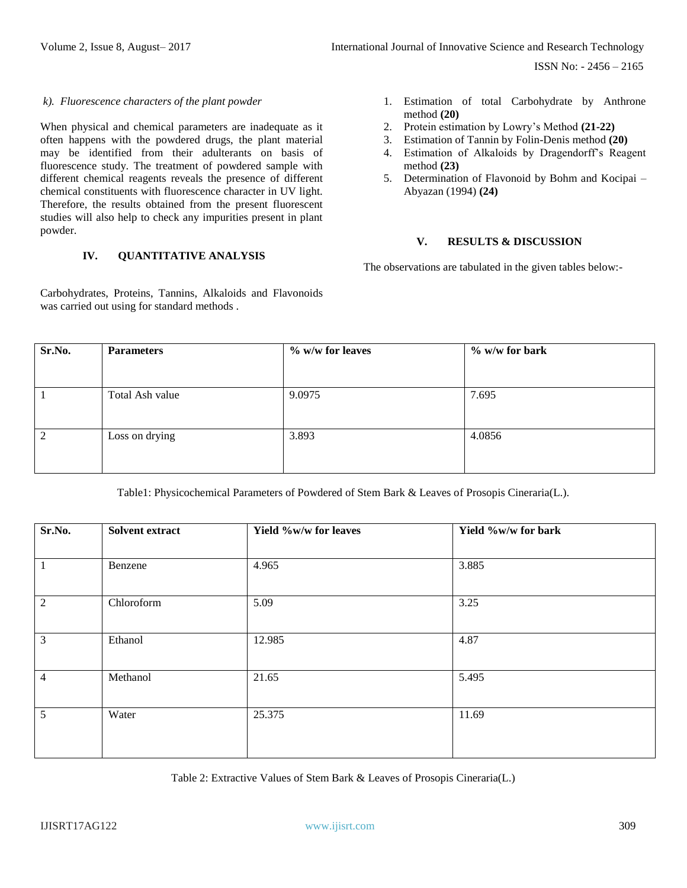### k). *Fluorescence characters of the plant powder*

When physical and chemical parameters are inadequate as it often happens with the powdered drugs, the plant material may be identified from their adulterants on basis of fluorescence study. The treatment of powdered sample with different chemical reagents reveals the presence of different chemical constituents with fluorescence character in UV light. Therefore, the results obtained from the present fluorescent studies will also help to check any impurities present in plant powder.

## IV. QUANTITATIVE ANALYSIS

Carbohydrates, Proteins, Tannins, Alkaloids and Flavonoids was carried out using for standard methods .

1. Estimation of total Carbohydrate by Anthrone method **(20)**
2. Protein estimation by Lowry's Method **(21-22)**
3. Estimation of Tannin by Folin-Denis method **(20)**
4. Estimation of Alkaloids by Dragendorff's Reagent method **(23)**
5. Determination of Flavonoid by Bohm and Kocipai – Abyazan (1994) **(24)**

## V. RESULTS & DISCUSSION

The observations are tabulated in the given tables below:-

| Sr.No. | Parameters | % w/w for leaves | % w/w for bark |
|---|---|---|---|
| 1 | Total Ash value | 9.0975 | 7.695 |
| 2 | Loss on drying | 3.893 | 4.0856 |

Table1: Physicochemical Parameters of Powdered of Stem Bark & Leaves of Prosopis Cineraria(L.).

| Sr.No. | Solvent extract | Yield %w/w for leaves | Yield %w/w for bark |
|---|---|---|---|
| 1 | Benzene | 4.965 | 3.885 |
| 2 | Chloroform | 5.09 | 3.25 |
| 3 | Ethanol | 12.985 | 4.87 |
| 4 | Methanol | 21.65 | 5.495 |
| 5 | Water | 25.375 | 11.69 |

Table 2: Extractive Values of Stem Bark & Leaves of Prosopis Cineraria(L.)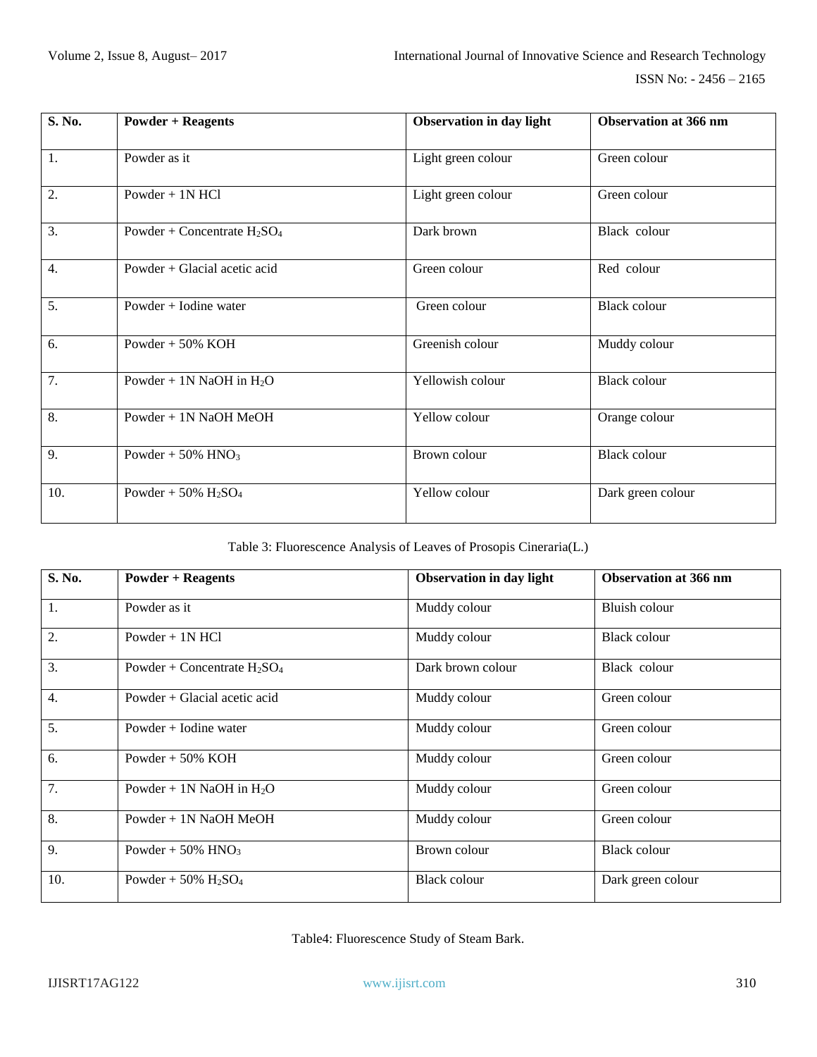| S. No. | Powder + Reagents | Observation in day light | Observation at 366 nm |
|---|---|---|---|
| 1. | Powder as it | Light green colour | Green colour |
| 2. | Powder + 1N HCl | Light green colour | Green colour |
| 3. | Powder + Concentrate $H_2SO_4$ | Dark brown | Black colour |
| 4. | Powder + Glacial acetic acid | Green colour | Red colour |
| 5. | Powder + Iodine water | Green colour | Black colour |
| 6. | Powder + 50% KOH | Greenish colour | Muddy colour |
| 7. | Powder + 1N NaOH in $H_2O$ | Yellowish colour | Black colour |
| 8. | Powder + 1N NaOH MeOH | Yellow colour | Orange colour |
| 9. | Powder + 50% $HNO_3$ | Brown colour | Black colour |
| 10. | Powder + 50% $H_2SO_4$ | Yellow colour | Dark green colour |

Table 3: Fluorescence Analysis of Leaves of Prosopis Cineraria(L.)

| S. No. | Powder + Reagents | Observation in day light | Observation at 366 nm |
|---|---|---|---|
| 1. | Powder as it | Muddy colour | Bluish colour |
| 2. | Powder + 1N HCl | Muddy colour | Black colour |
| 3. | Powder + Concentrate $H_2SO_4$ | Dark brown colour | Black colour |
| 4. | Powder + Glacial acetic acid | Muddy colour | Green colour |
| 5. | Powder + Iodine water | Muddy colour | Green colour |
| 6. | Powder + 50% KOH | Muddy colour | Green colour |
| 7. | Powder + 1N NaOH in $H_2O$ | Muddy colour | Green colour |
| 8. | Powder + 1N NaOH MeOH | Muddy colour | Green colour |
| 9. | Powder + 50% $HNO_3$ | Brown colour | Black colour |
| 10. | Powder + 50% $H_2SO_4$ | Black colour | Dark green colour |

Table4: Fluorescence Study of Steam Bark.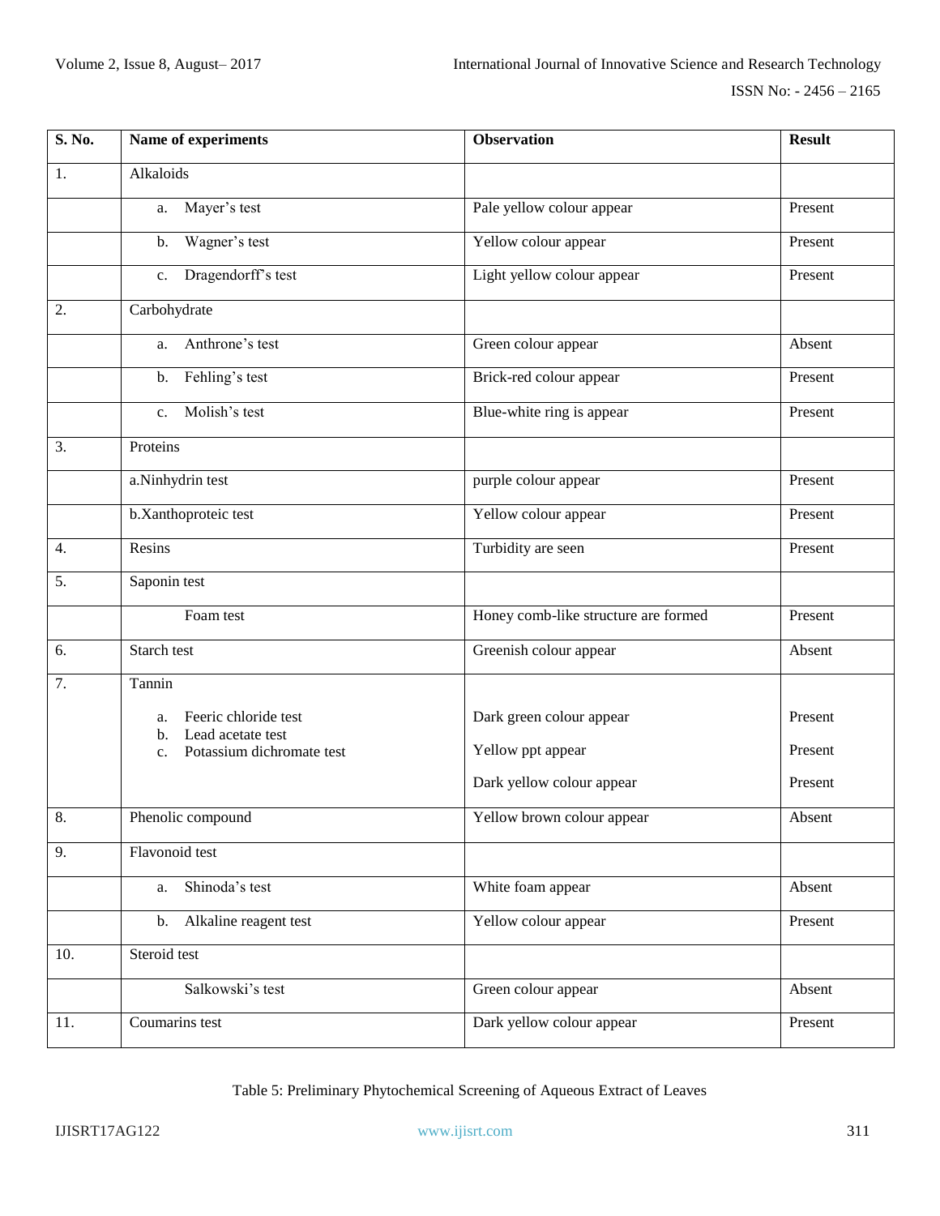| S. No. | Name of experiments | Observation | Result |
|---|---|---|---|
| 1. | Alkaloids | | |
| | a. Mayer's test | Pale yellow colour appear | Present |
| | b. Wagner's test | Yellow colour appear | Present |
| | c. Dragendorff's test | Light yellow colour appear | Present |
| 2. | Carbohydrate | | |
| | a. Anthrone's test | Green colour appear | Absent |
| | b. Fehling's test | Brick-red colour appear | Present |
| | c. Molish's test | Blue-white ring is appear | Present |
| 3. | Proteins | | |
| | a.Ninhydrin test | purple colour appear | Present |
| | b.Xanthoproteic test | Yellow colour appear | Present |
| 4. | Resins | Turbidity are seen | Present |
| 5. | Saponin test | | |
| | Foam test | Honey comb-like structure are formed | Present |
| 6. | Starch test | Greenish colour appear | Absent |
| 7. | Tannin | | |
| | a. Feeric chloride test | Dark green colour appear | Present |
| | b. Lead acetate test | Yellow ppt appear | Present |
| | c. Potassium dichromate test | Dark yellow colour appear | Present |
| 8. | Phenolic compound | Yellow brown colour appear | Absent |
| 9. | Flavonoid test | | |
| | a. Shinoda's test | White foam appear | Absent |
| | b. Alkaline reagent test | Yellow colour appear | Present |
| 10. | Steroid test | | |
| | Salkowski's test | Green colour appear | Absent |
| 11. | Coumarins test | Dark yellow colour appear | Present |

Table 5: Preliminary Phytochemical Screening of Aqueous Extract of Leaves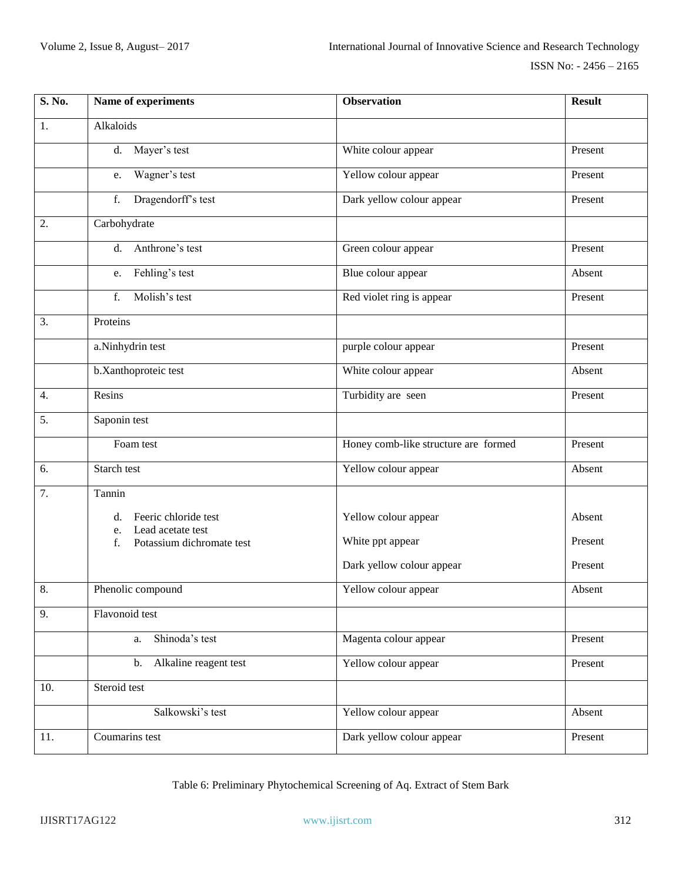| S. No. | Name of experiments | Observation | Result |
|---|---|---|---|
| 1. | Alkaloids | | |
| | d. Mayer's test | White colour appear | Present |
| | e. Wagner's test | Yellow colour appear | Present |
| | f. Dragendorff's test | Dark yellow colour appear | Present |
| 2. | Carbohydrate | | |
| | d. Anthrone's test | Green colour appear | Present |
| | e. Fehling's test | Blue colour appear | Absent |
| | f. Molish's test | Red violet ring is appear | Present |
| 3. | Proteins | | |
| | a.Ninhydrin test | purple colour appear | Present |
| | b.Xanthoproteic test | White colour appear | Absent |
| 4. | Resins | Turbidity are seen | Present |
| 5. | Saponin test | | |
| | Foam test | Honey comb-like structure are formed | Present |
| 6. | Starch test | Yellow colour appear | Absent |
| 7. | Tannin | | |
| | d. Feeric chloride test | Yellow colour appear | Absent |
| | e. Lead acetate test | White ppt appear | Present |
| | f. Potassium dichromate test | Dark yellow colour appear | Present |
| 8. | Phenolic compound | Yellow colour appear | Absent |
| 9. | Flavonoid test | | |
| | a. Shinoda's test | Magenta colour appear | Present |
| | b. Alkaline reagent test | Yellow colour appear | Present |
| 10. | Steroid test | | |
| | Salkowski's test | Yellow colour appear | Absent |
| 11. | Coumarins test | Dark yellow colour appear | Present |

Table 6: Preliminary Phytochemical Screening of Aq. Extract of Stem Bark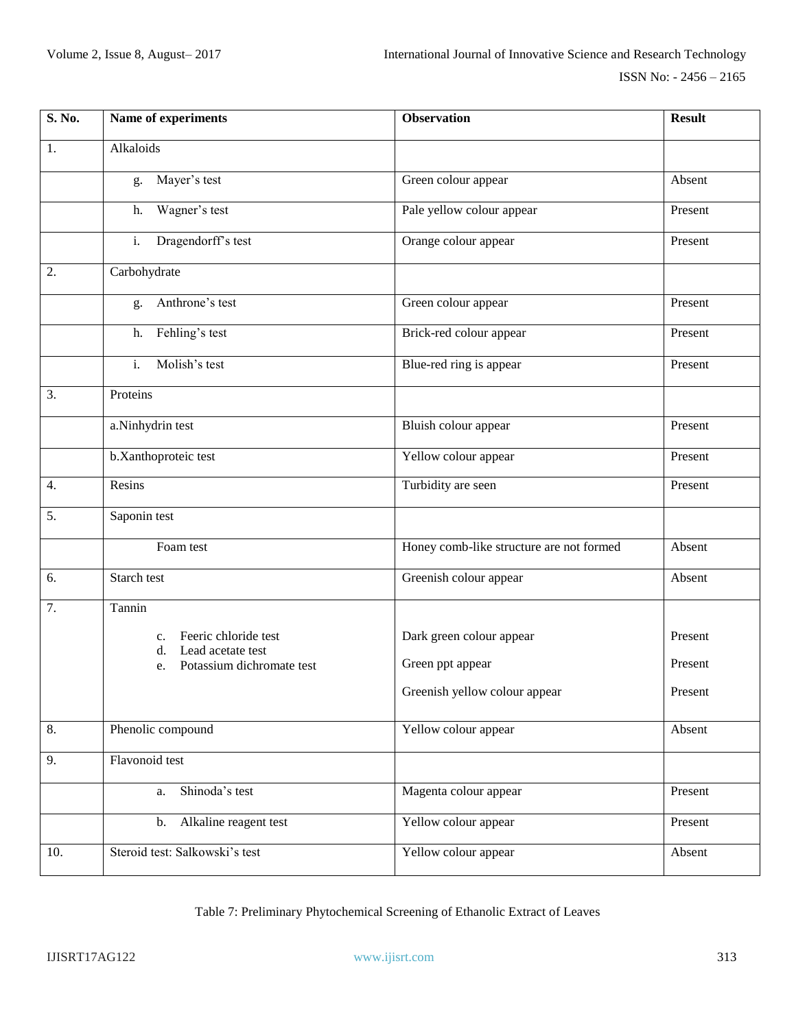| S. No. | Name of experiments | Observation | Result |
|---|---|---|---|
| 1. | Alkaloids | | |
| | g. Mayer's test | Green colour appear | Absent |
| | h. Wagner's test | Pale yellow colour appear | Present |
| | i. Dragendorff's test | Orange colour appear | Present |
| 2. | Carbohydrate | | |
| | g. Anthrone's test | Green colour appear | Present |
| | h. Fehling's test | Brick-red colour appear | Present |
| | i. Molish's test | Blue-red ring is appear | Present |
| 3. | Proteins | | |
| | a.Ninhydrin test | Bluish colour appear | Present |
| | b.Xanthoproteic test | Yellow colour appear | Present |
| 4. | Resins | Turbidity are seen | Present |
| 5. | Saponin test | | |
| | Foam test | Honey comb-like structure are not formed | Absent |
| 6. | Starch test | Greenish colour appear | Absent |
| 7. | Tannin | | |
| | c. Feeric chloride test | Dark green colour appear | Present |
| | d. Lead acetate test | Green ppt appear | Present |
| | e. Potassium dichromate test | Greenish yellow colour appear | Present |
| 8. | Phenolic compound | Yellow colour appear | Absent |
| 9. | Flavonoid test | | |
| | a. Shinoda's test | Magenta colour appear | Present |
| | b. Alkaline reagent test | Yellow colour appear | Present |
| 10. | Steroid test: Salkowski's test | Yellow colour appear | Absent |

Table 7: Preliminary Phytochemical Screening of Ethanolic Extract of Leaves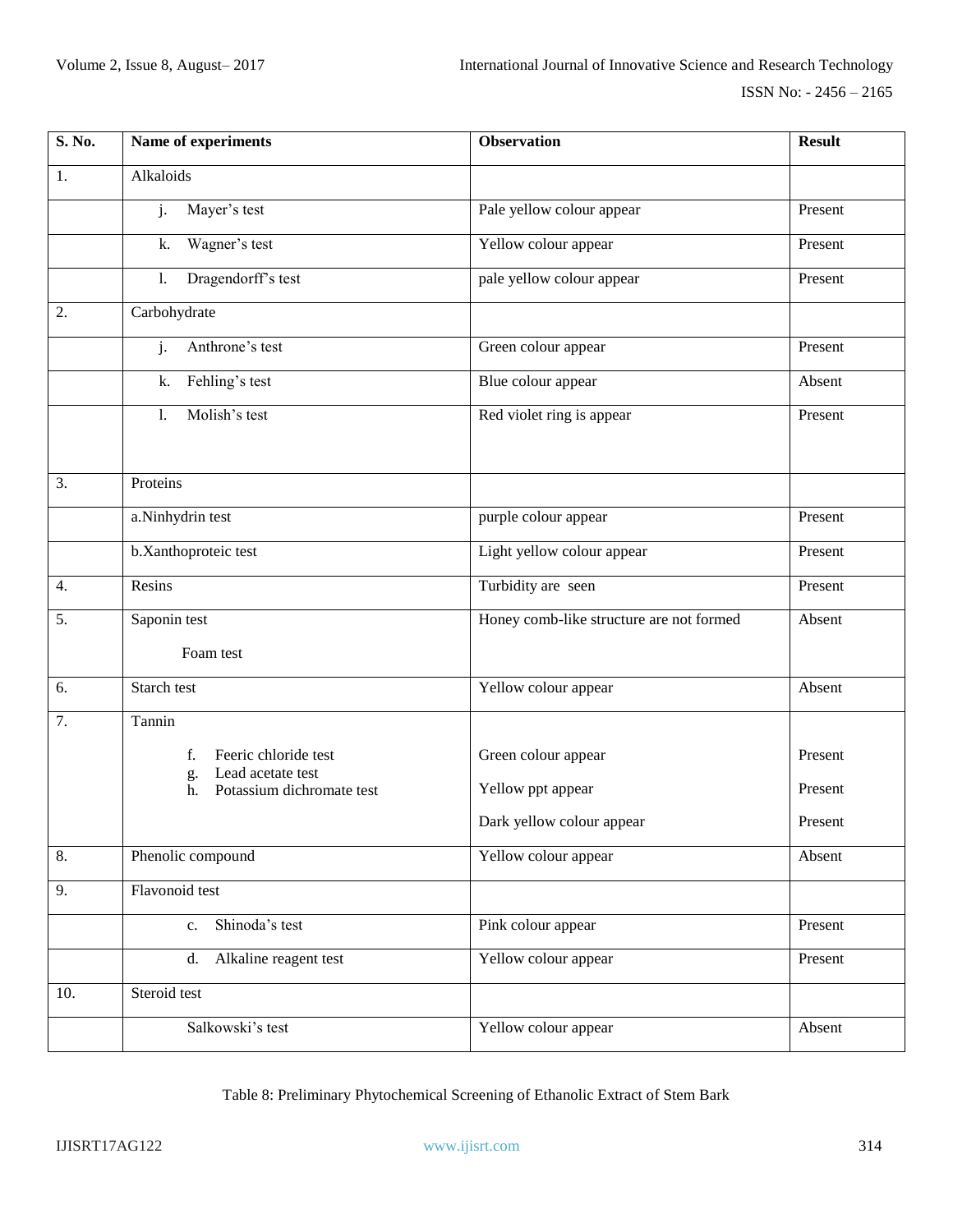| S. No. | Name of experiments | Observation | Result |
|---|---|---|---|
| 1. | Alkaloids | | |
| | j. Mayer's test | Pale yellow colour appear | Present |
| | k. Wagner's test | Yellow colour appear | Present |
| | l. Dragendorff's test | pale yellow colour appear | Present |
| 2. | Carbohydrate | | |
| | j. Anthrone's test | Green colour appear | Present |
| | k. Fehling's test | Blue colour appear | Absent |
| | l. Molish's test | Red violet ring is appear | Present |
| 3. | Proteins | | |
| | a.Ninhydrin test | purple colour appear | Present |
| | b.Xanthoproteic test | Light yellow colour appear | Present |
| 4. | Resins | Turbidity are seen | Present |
| 5. | Saponin test<br>Foam test | Honey comb-like structure are not formed | Absent |
| 6. | Starch test | Yellow colour appear | Absent |
| 7. | Tannin | | |
| | f. Feeric chloride test | Green colour appear | Present |
| | g. Lead acetate test | Yellow ppt appear | Present |
| | h. Potassium dichromate test | Dark yellow colour appear | Present |
| 8. | Phenolic compound | Yellow colour appear | Absent |
| 9. | Flavonoid test | | |
| | c. Shinoda's test | Pink colour appear | Present |
| | d. Alkaline reagent test | Yellow colour appear | Present |
| 10. | Steroid test | | |
| | Salkowski's test | Yellow colour appear | Absent |

Table 8: Preliminary Phytochemical Screening of Ethanolic Extract of Stem Bark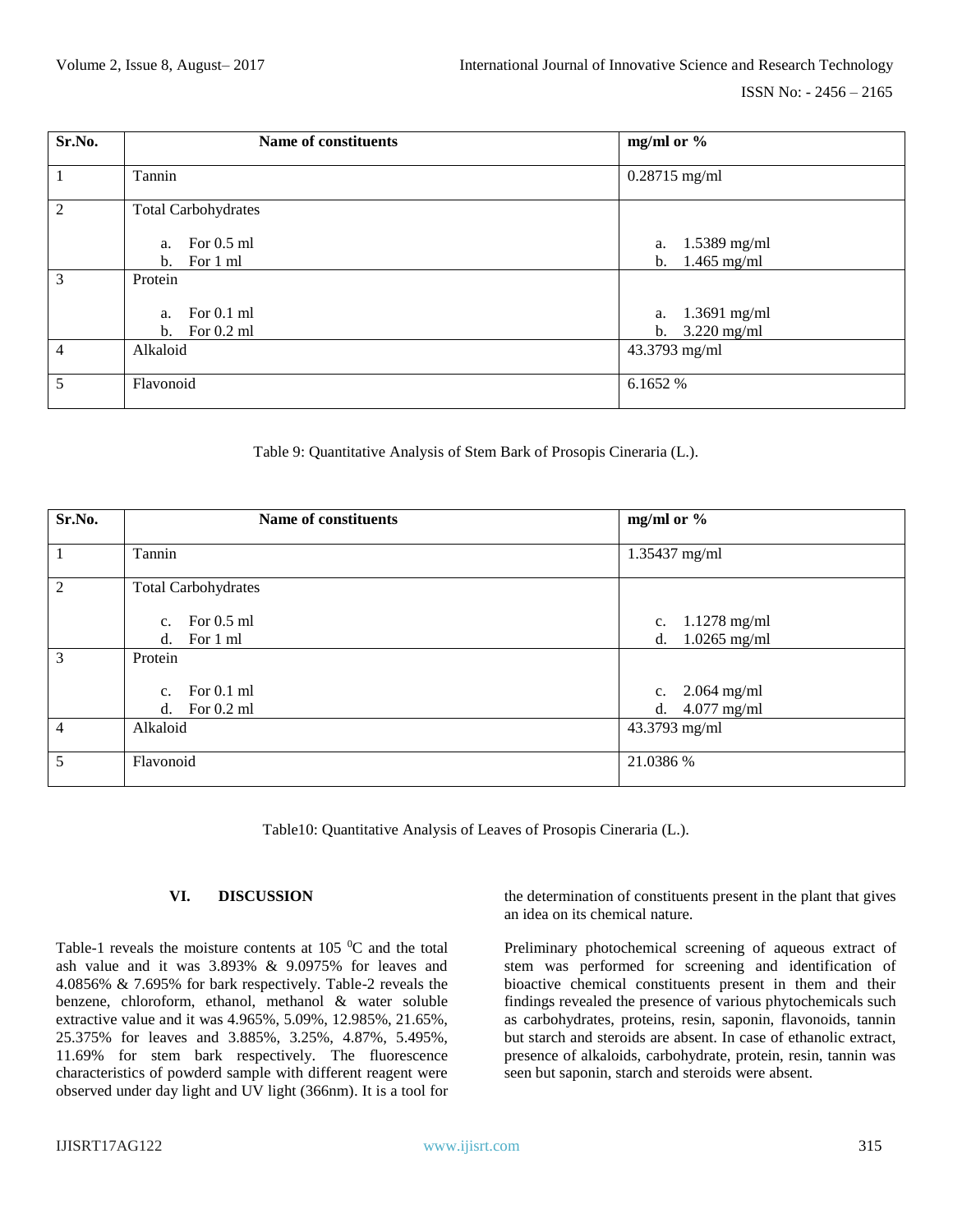| Sr.No. | Name of constituents | mg/ml or % |
|---|---|---|
| 1 | Tannin | 0.28715 mg/ml |
| 2 | Total Carbohydrates<br>a. For 0.5 ml<br>b. For 1 ml | <br>a. 1.5389 mg/ml<br>b. 1.465 mg/ml |
| 3 | Protein<br>a. For 0.1 ml<br>b. For 0.2 ml | <br>a. 1.3691 mg/ml<br>b. 3.220 mg/ml |
| 4 | Alkaloid | 43.3793 mg/ml |
| 5 | Flavonoid | 6.1652 % |

Table 9: Quantitative Analysis of Stem Bark of Prosopis Cineraria (L.).

| Sr.No. | Name of constituents | mg/ml or % |
|---|---|---|
| 1 | Tannin | 1.35437 mg/ml |
| 2 | Total Carbohydrates<br>c. For 0.5 ml<br>d. For 1 ml | <br>c. 1.1278 mg/ml<br>d. 1.0265 mg/ml |
| 3 | Protein<br>c. For 0.1 ml<br>d. For 0.2 ml | <br>c. 2.064 mg/ml<br>d. 4.077 mg/ml |
| 4 | Alkaloid | 43.3793 mg/ml |
| 5 | Flavonoid | 21.0386 % |

Table10: Quantitative Analysis of Leaves of Prosopis Cineraria (L.).

## VI. DISCUSSION

Table-1 reveals the moisture contents at 105 $^0$C and the total ash value and it was 3.893% & 9.0975% for leaves and 4.0856% & 7.695% for bark respectively. Table-2 reveals the benzene, chloroform, ethanol, methanol & water soluble extractive value and it was 4.965%, 5.09%, 12.985%, 21.65%, 25.375% for leaves and 3.885%, 3.25%, 4.87%, 5.495%, 11.69% for stem bark respectively. The fluorescence characteristics of powderd sample with different reagent were observed under day light and UV light (366nm). It is a tool for the determination of constituents present in the plant that gives an idea on its chemical nature.

Preliminary photochemical screening of aqueous extract of stem was performed for screening and identification of bioactive chemical constituents present in them and their findings revealed the presence of various phytochemicals such as carbohydrates, proteins, resin, saponin, flavonoids, tannin but starch and steroids are absent. In case of ethanolic extract, presence of alkaloids, carbohydrate, protein, resin, tannin was seen but saponin, starch and steroids were absent.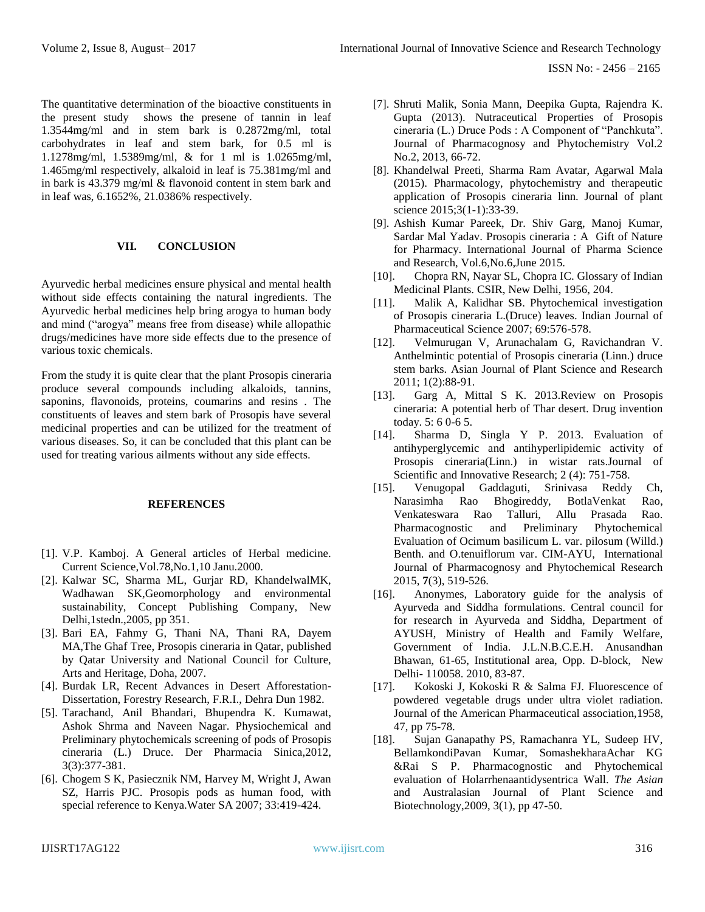The quantitative determination of the bioactive constituents in the present study shows the presene of tannin in leaf 1.3544mg/ml and in stem bark is 0.2872mg/ml, total carbohydrates in leaf and stem bark, for 0.5 ml is 1.1278mg/ml, 1.5389mg/ml, & for 1 ml is 1.0265mg/ml, 1.465mg/ml respectively, alkaloid in leaf is 75.381mg/ml and in bark is 43.379 mg/ml & flavonoid content in stem bark and in leaf was, 6.1652%, 21.0386% respectively.

## VII. CONCLUSION

Ayurvedic herbal medicines ensure physical and mental health without side effects containing the natural ingredients. The Ayurvedic herbal medicines help bring arogya to human body and mind ("arogya" means free from disease) while allopathic drugs/medicines have more side effects due to the presence of various toxic chemicals.

From the study it is quite clear that the plant Prosopis cineraria produce several compounds including alkaloids, tannins, saponins, flavonoids, proteins, coumarins and resins . The constituents of leaves and stem bark of Prosopis have several medicinal properties and can be utilized for the treatment of various diseases. So, it can be concluded that this plant can be used for treating various ailments without any side effects.

## REFERENCES

[1]. V.P. Kamboj. A General articles of Herbal medicine. Current Science,Vol.78,No.1,10 Janu.2000.

[2]. Kalwar SC, Sharma ML, Gurjar RD, KhandelwalMK, Wadhawan SK,Geomorphology and environmental sustainability, Concept Publishing Company, New Delhi,1stedn.,2005, pp 351.

[3]. Bari EA, Fahmy G, Thani NA, Thani RA, Dayem MA,The Ghaf Tree, Prosopis cineraria in Qatar, published by Qatar University and National Council for Culture, Arts and Heritage, Doha, 2007.

[4]. Burdak LR, Recent Advances in Desert Afforestation-Dissertation, Forestry Research, F.R.I., Dehra Dun 1982.

[5]. Tarachand, Anil Bhandari, Bhupendra K. Kumawat, Ashok Shrma and Naveen Nagar. Physiochemical and Preliminary phytochemicals screening of pods of Prosopis cineraria (L.) Druce. Der Pharmacia Sinica,2012, 3(3):377-381.

[6]. Chogem S K, Pasiecznik NM, Harvey M, Wright J, Awan SZ, Harris PJC. Prosopis pods as human food, with special reference to Kenya.Water SA 2007; 33:419-424.

[7]. Shruti Malik, Sonia Mann, Deepika Gupta, Rajendra K. Gupta (2013). Nutraceutical Properties of Prosopis cineraria (L.) Druce Pods : A Component of "Panchkuta". Journal of Pharmacognosy and Phytochemistry Vol.2 No.2, 2013, 66-72.

[8]. Khandelwal Preeti, Sharma Ram Avatar, Agarwal Mala (2015). Pharmacology, phytochemistry and therapeutic application of Prosopis cineraria linn. Journal of plant science 2015;3(1-1):33-39.

[9]. Ashish Kumar Pareek, Dr. Shiv Garg, Manoj Kumar, Sardar Mal Yadav. Prosopis cineraria : A Gift of Nature for Pharmacy. International Journal of Pharma Science and Research, Vol.6,No.6,June 2015.

[10]. Chopra RN, Nayar SL, Chopra IC. Glossary of Indian Medicinal Plants. CSIR, New Delhi, 1956, 204.

[11]. Malik A, Kalidhar SB. Phytochemical investigation of Prosopis cineraria L.(Druce) leaves. Indian Journal of Pharmaceutical Science 2007; 69:576-578.

[12]. Velmurugan V, Arunachalam G, Ravichandran V. Anthelmintic potential of Prosopis cineraria (Linn.) druce stem barks. Asian Journal of Plant Science and Research 2011; 1(2):88-91.

[13]. Garg A, Mittal S K. 2013.Review on Prosopis cineraria: A potential herb of Thar desert. Drug invention today. 5: 6 0-6 5.

[14]. Sharma D, Singla Y P. 2013. Evaluation of antihyperglycemic and antihyperlipidemic activity of Prosopis cineraria(Linn.) in wistar rats.Journal of Scientific and Innovative Research; 2 (4): 751-758.

[15]. Venugopal Gaddaguti, Srinivasa Reddy Ch, Narasimha Rao Bhogireddy, BotlaVenkat Rao, Venkateswara Rao Talluri, Allu Prasada Rao. Pharmacognostic and Preliminary Phytochemical Evaluation of Ocimum basilicum L. var. pilosum (Willd.) Benth. and O.tenuiflorum var. CIM-AYU, International Journal of Pharmacognosy and Phytochemical Research 2015, **7**(3), 519-526.

[16]. Anonymes, Laboratory guide for the analysis of Ayurveda and Siddha formulations. Central council for for research in Ayurveda and Siddha, Department of AYUSH, Ministry of Health and Family Welfare, Government of India. J.L.N.B.C.E.H. Anusandhan Bhawan, 61-65, Institutional area, Opp. D-block, New Delhi- 110058. 2010, 83-87.

[17]. Kokoski J, Kokoski R & Salma FJ. Fluorescence of powdered vegetable drugs under ultra violet radiation. Journal of the American Pharmaceutical association,1958, 47, pp 75-78.

[18]. Sujan Ganapathy PS, Ramachanra YL, Sudeep HV, BellamkondiPavan Kumar, SomashekharaAchar KG &Rai S P. Pharmacognostic and Phytochemical evaluation of Holarrhenaantidysentrica Wall. *The Asian* and Australasian Journal of Plant Science and Biotechnology,2009, 3(1), pp 47-50.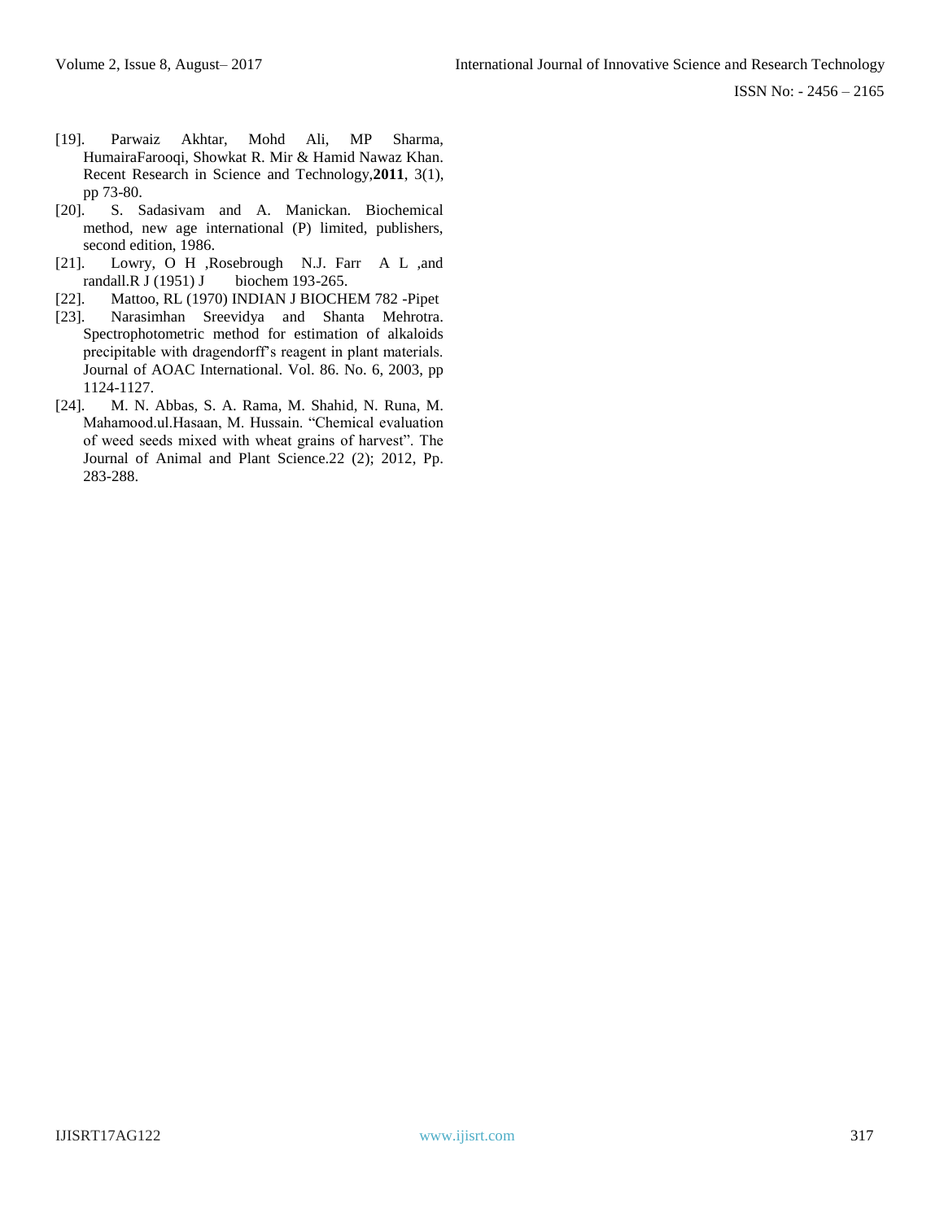[19]. Parwaiz Akhtar, Mohd Ali, MP Sharma, HumairaFarooqi, Showkat R. Mir & Hamid Nawaz Khan. Recent Research in Science and Technology,**2011**, 3(1), pp 73-80.

[20]. S. Sadasivam and A. Manickan. Biochemical method, new age international (P) limited, publishers, second edition, 1986.

[21]. Lowry, O H ,Rosebrough N.J. Farr A L ,and randall.R J (1951) J biochem 193-265.

[22]. Mattoo, RL (1970) INDIAN J BIOCHEM 782 -Pipet

[23]. Narasimhan Sreevidya and Shanta Mehrotra. Spectrophotometric method for estimation of alkaloids precipitable with dragendorff's reagent in plant materials. Journal of AOAC International. Vol. 86. No. 6, 2003, pp 1124-1127.

[24]. M. N. Abbas, S. A. Rama, M. Shahid, N. Runa, M. Mahamood.ul.Hasaan, M. Hussain. "Chemical evaluation of weed seeds mixed with wheat grains of harvest". The Journal of Animal and Plant Science.22 (2); 2012, Pp. 283-288.